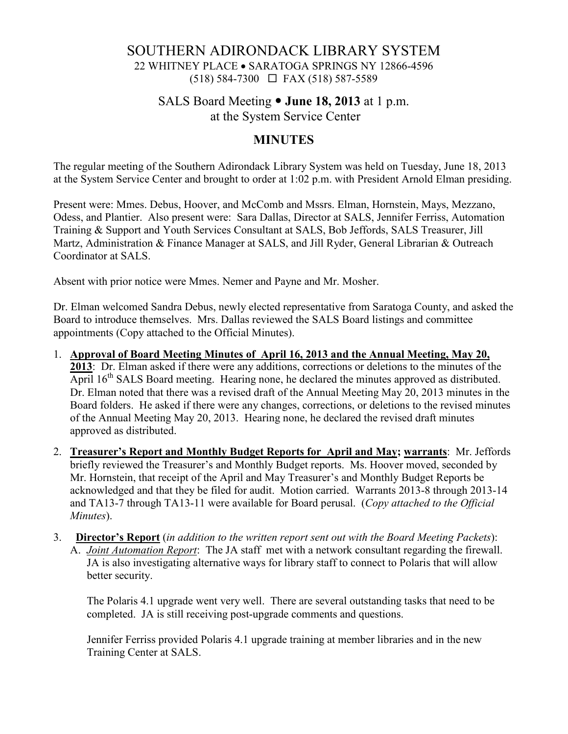# SOUTHERN ADIRONDACK LIBRARY SYSTEM

22 WHITNEY PLACE • SARATOGA SPRINGS NY 12866-4596
(518) 584-7300 ☐ FAX (518) 587-5589

## SALS Board Meeting • **June 18, 2013** at 1 p.m.
at the System Service Center

## MINUTES

The regular meeting of the Southern Adirondack Library System was held on Tuesday, June 18, 2013 at the System Service Center and brought to order at 1:02 p.m. with President Arnold Elman presiding.

Present were: Mmes. Debus, Hoover, and McComb and Mssrs. Elman, Hornstein, Mays, Mezzano, Odess, and Plantier. Also present were: Sara Dallas, Director at SALS, Jennifer Ferriss, Automation Training & Support and Youth Services Consultant at SALS, Bob Jeffords, SALS Treasurer, Jill Martz, Administration & Finance Manager at SALS, and Jill Ryder, General Librarian & Outreach Coordinator at SALS.

Absent with prior notice were Mmes. Nemer and Payne and Mr. Mosher.

Dr. Elman welcomed Sandra Debus, newly elected representative from Saratoga County, and asked the Board to introduce themselves. Mrs. Dallas reviewed the SALS Board listings and committee appointments (Copy attached to the Official Minutes).

1. **Approval of Board Meeting Minutes of April 16, 2013 and the Annual Meeting, May 20, 2013**: Dr. Elman asked if there were any additions, corrections or deletions to the minutes of the April 16th SALS Board meeting. Hearing none, he declared the minutes approved as distributed. Dr. Elman noted that there was a revised draft of the Annual Meeting May 20, 2013 minutes in the Board folders. He asked if there were any changes, corrections, or deletions to the revised minutes of the Annual Meeting May 20, 2013. Hearing none, he declared the revised draft minutes approved as distributed.

2. **Treasurer's Report and Monthly Budget Reports for April and May; warrants**: Mr. Jeffords briefly reviewed the Treasurer's and Monthly Budget reports. Ms. Hoover moved, seconded by Mr. Hornstein, that receipt of the April and May Treasurer's and Monthly Budget Reports be acknowledged and that they be filed for audit. Motion carried. Warrants 2013-8 through 2013-14 and TA13-7 through TA13-11 were available for Board perusal. (*Copy attached to the Official Minutes*).

3. **Director's Report** (*in addition to the written report sent out with the Board Meeting Packets*):

   A. *Joint Automation Report*: The JA staff met with a network consultant regarding the firewall. JA is also investigating alternative ways for library staff to connect to Polaris that will allow better security.

   The Polaris 4.1 upgrade went very well. There are several outstanding tasks that need to be completed. JA is still receiving post-upgrade comments and questions.

   Jennifer Ferriss provided Polaris 4.1 upgrade training at member libraries and in the new Training Center at SALS.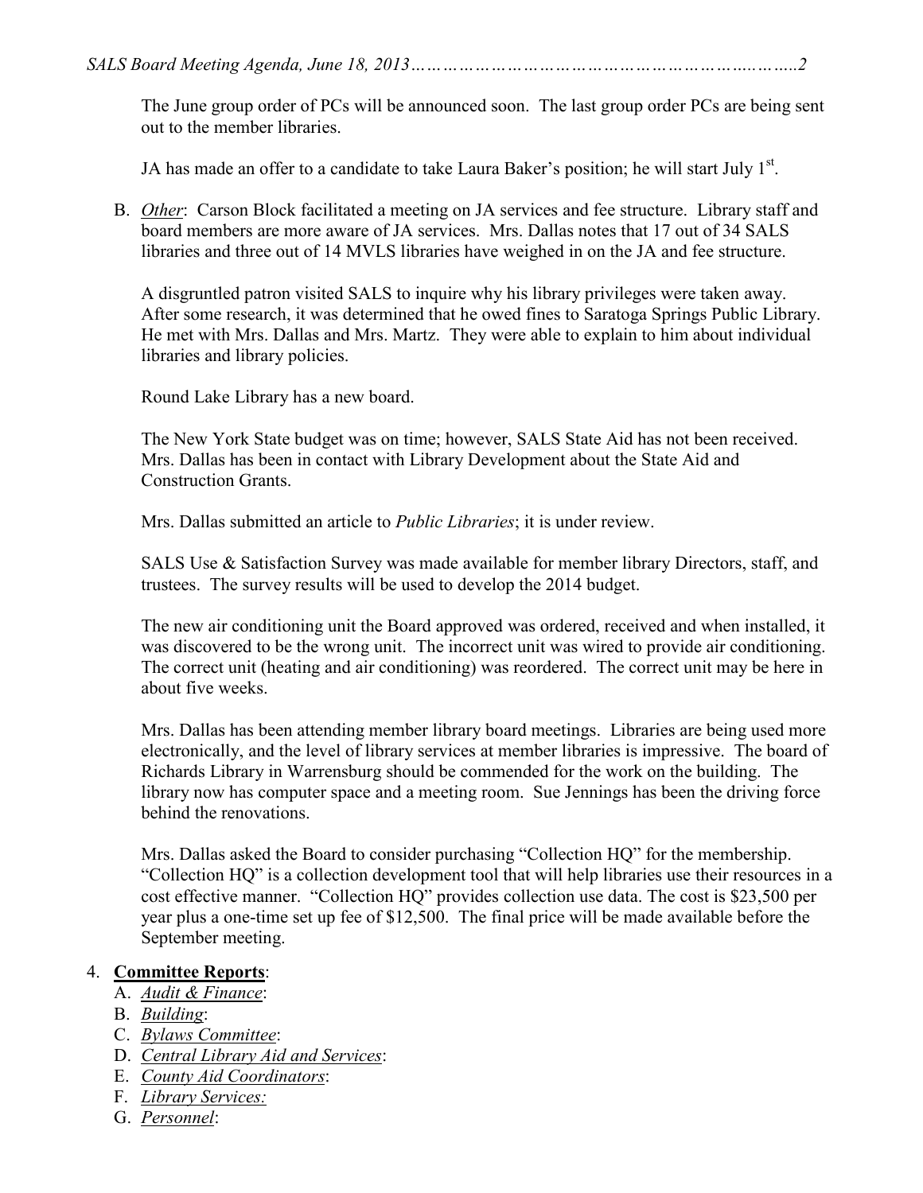The June group order of PCs will be announced soon. The last group order PCs are being sent out to the member libraries.

JA has made an offer to a candidate to take Laura Baker's position; he will start July 1st.

B. *Other*: Carson Block facilitated a meeting on JA services and fee structure. Library staff and board members are more aware of JA services. Mrs. Dallas notes that 17 out of 34 SALS libraries and three out of 14 MVLS libraries have weighed in on the JA and fee structure.

A disgruntled patron visited SALS to inquire why his library privileges were taken away. After some research, it was determined that he owed fines to Saratoga Springs Public Library. He met with Mrs. Dallas and Mrs. Martz. They were able to explain to him about individual libraries and library policies.

Round Lake Library has a new board.

The New York State budget was on time; however, SALS State Aid has not been received. Mrs. Dallas has been in contact with Library Development about the State Aid and Construction Grants.

Mrs. Dallas submitted an article to *Public Libraries*; it is under review.

SALS Use & Satisfaction Survey was made available for member library Directors, staff, and trustees. The survey results will be used to develop the 2014 budget.

The new air conditioning unit the Board approved was ordered, received and when installed, it was discovered to be the wrong unit. The incorrect unit was wired to provide air conditioning. The correct unit (heating and air conditioning) was reordered. The correct unit may be here in about five weeks.

Mrs. Dallas has been attending member library board meetings. Libraries are being used more electronically, and the level of library services at member libraries is impressive. The board of Richards Library in Warrensburg should be commended for the work on the building. The library now has computer space and a meeting room. Sue Jennings has been the driving force behind the renovations.

Mrs. Dallas asked the Board to consider purchasing "Collection HQ" for the membership. "Collection HQ" is a collection development tool that will help libraries use their resources in a cost effective manner. "Collection HQ" provides collection use data. The cost is $23,500 per year plus a one-time set up fee of $12,500. The final price will be made available before the September meeting.

4. **Committee Reports**:
   A. *Audit & Finance*:
   B. *Building*:
   C. *Bylaws Committee*:
   D. *Central Library Aid and Services*:
   E. *County Aid Coordinators*:
   F. *Library Services:*
   G. *Personnel*: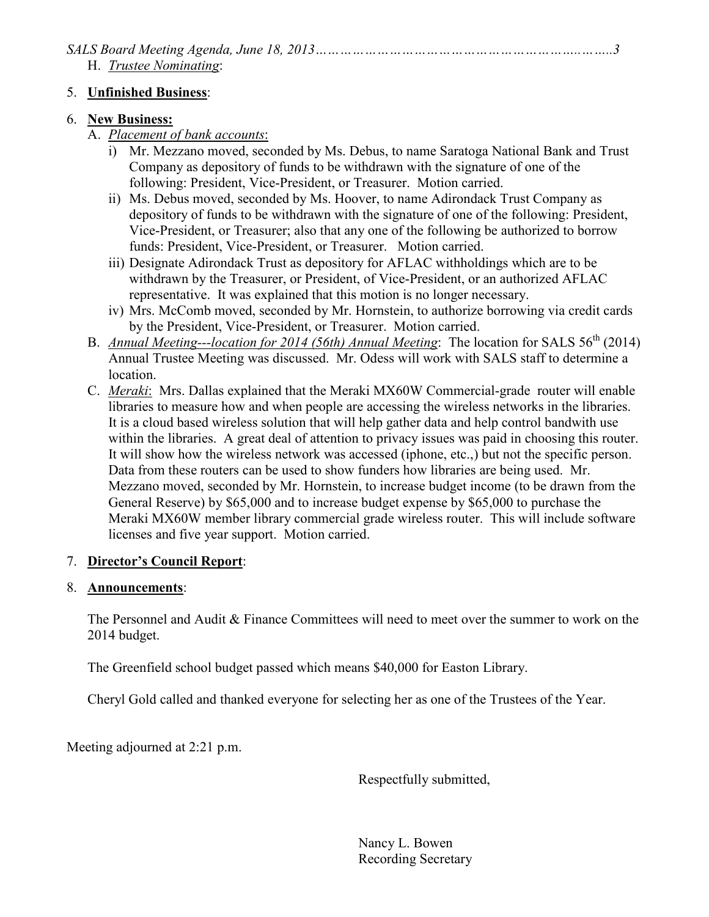H. *Trustee Nominating*:

5. **Unfinished Business**:

6. **New Business:**

   A. *Placement of bank accounts*:

      i) Mr. Mezzano moved, seconded by Ms. Debus, to name Saratoga National Bank and Trust Company as depository of funds to be withdrawn with the signature of one of the following: President, Vice-President, or Treasurer. Motion carried.

      ii) Ms. Debus moved, seconded by Ms. Hoover, to name Adirondack Trust Company as depository of funds to be withdrawn with the signature of one of the following: President, Vice-President, or Treasurer; also that any one of the following be authorized to borrow funds: President, Vice-President, or Treasurer. Motion carried.

      iii) Designate Adirondack Trust as depository for AFLAC withholdings which are to be withdrawn by the Treasurer, or President, of Vice-President, or an authorized AFLAC representative. It was explained that this motion is no longer necessary.

      iv) Mrs. McComb moved, seconded by Mr. Hornstein, to authorize borrowing via credit cards by the President, Vice-President, or Treasurer. Motion carried.

   B. *Annual Meeting---location for 2014 (56th) Annual Meeting*: The location for SALS 56th (2014) Annual Trustee Meeting was discussed. Mr. Odess will work with SALS staff to determine a location.

   C. *Meraki*: Mrs. Dallas explained that the Meraki MX60W Commercial-grade router will enable libraries to measure how and when people are accessing the wireless networks in the libraries. It is a cloud based wireless solution that will help gather data and help control bandwith use within the libraries. A great deal of attention to privacy issues was paid in choosing this router. It will show how the wireless network was accessed (iphone, etc.,) but not the specific person. Data from these routers can be used to show funders how libraries are being used. Mr. Mezzano moved, seconded by Mr. Hornstein, to increase budget income (to be drawn from the General Reserve) by $65,000 and to increase budget expense by $65,000 to purchase the Meraki MX60W member library commercial grade wireless router. This will include software licenses and five year support. Motion carried.

7. **Director's Council Report**:

8. **Announcements**:

   The Personnel and Audit & Finance Committees will need to meet over the summer to work on the 2014 budget.

   The Greenfield school budget passed which means $40,000 for Easton Library.

   Cheryl Gold called and thanked everyone for selecting her as one of the Trustees of the Year.

Meeting adjourned at 2:21 p.m.

Respectfully submitted,

Nancy L. Bowen
Recording Secretary